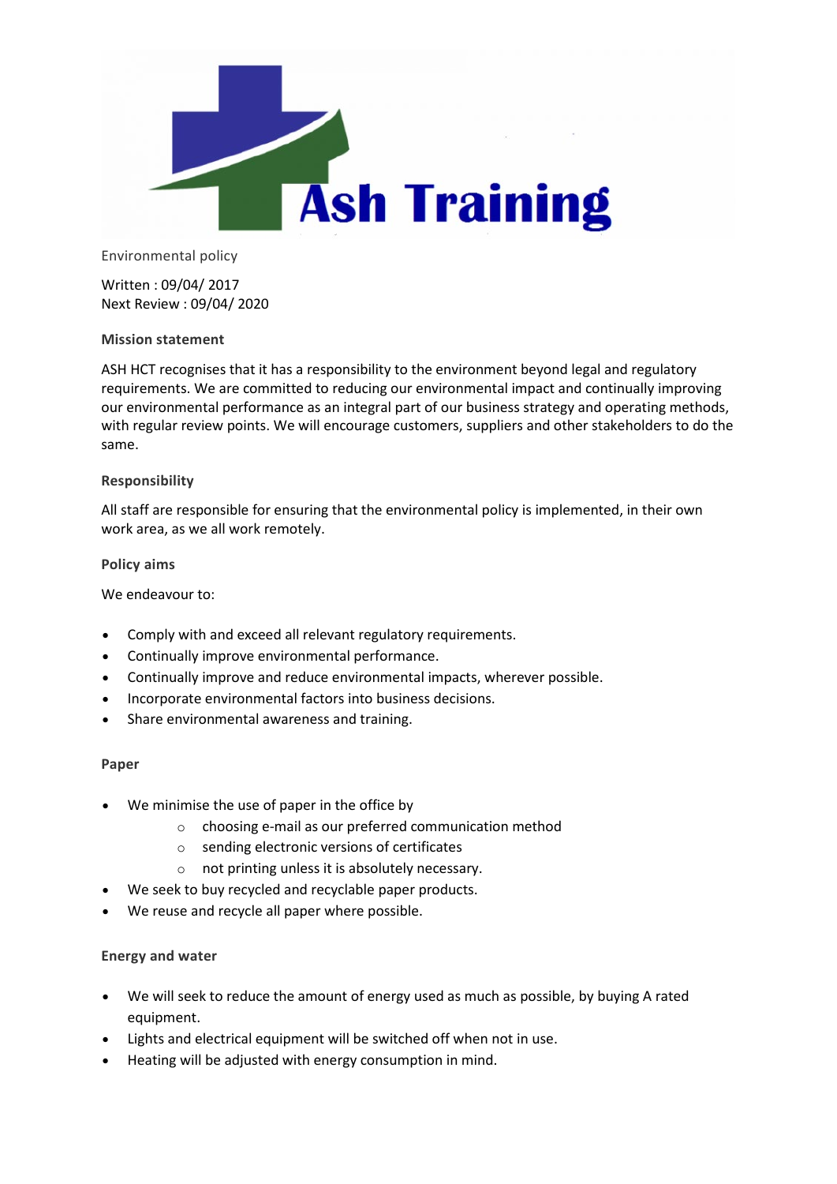Ash Training

Environmental policy

Written : 09/04/ 2017
Next Review : 09/04/ 2020

**Mission statement**

ASH HCT recognises that it has a responsibility to the environment beyond legal and regulatory requirements. We are committed to reducing our environmental impact and continually improving our environmental performance as an integral part of our business strategy and operating methods, with regular review points. We will encourage customers, suppliers and other stakeholders to do the same.

**Responsibility**

All staff are responsible for ensuring that the environmental policy is implemented, in their own work area, as we all work remotely.

**Policy aims**

We endeavour to:

- Comply with and exceed all relevant regulatory requirements.
- Continually improve environmental performance.
- Continually improve and reduce environmental impacts, wherever possible.
- Incorporate environmental factors into business decisions.
- Share environmental awareness and training.

**Paper**

- We minimise the use of paper in the office by
  - choosing e-mail as our preferred communication method
  - sending electronic versions of certificates
  - not printing unless it is absolutely necessary.
- We seek to buy recycled and recyclable paper products.
- We reuse and recycle all paper where possible.

**Energy and water**

- We will seek to reduce the amount of energy used as much as possible, by buying A rated equipment.
- Lights and electrical equipment will be switched off when not in use.
- Heating will be adjusted with energy consumption in mind.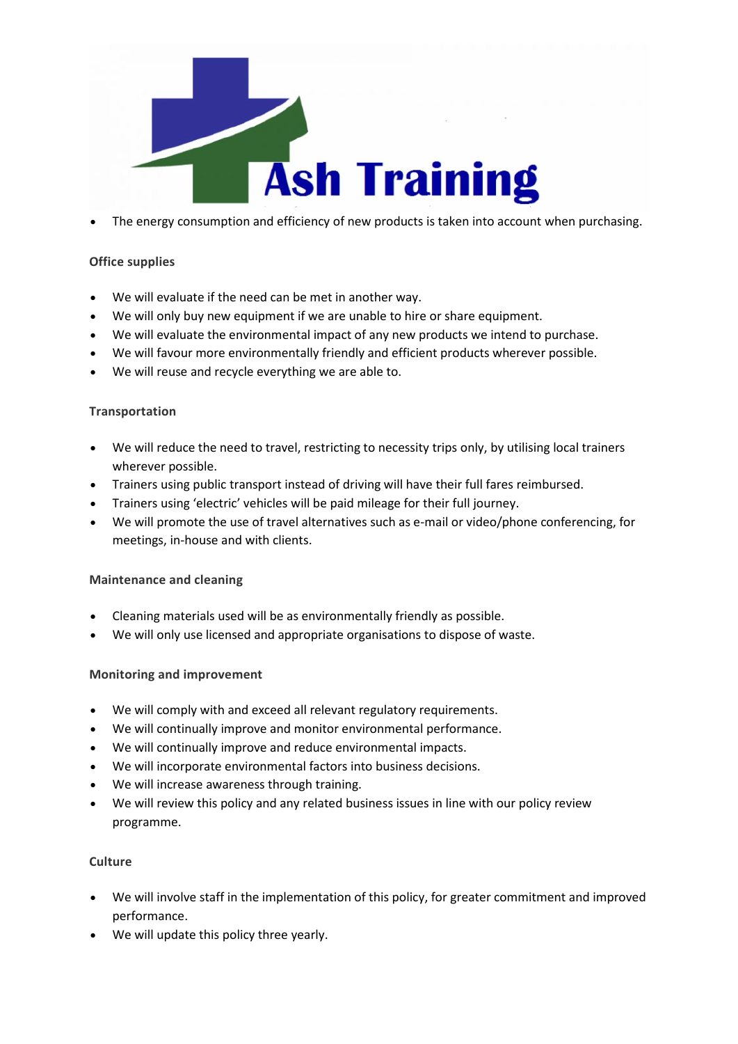- The energy consumption and efficiency of new products is taken into account when purchasing.

**Office supplies**

- We will evaluate if the need can be met in another way.
- We will only buy new equipment if we are unable to hire or share equipment.
- We will evaluate the environmental impact of any new products we intend to purchase.
- We will favour more environmentally friendly and efficient products wherever possible.
- We will reuse and recycle everything we are able to.

**Transportation**

- We will reduce the need to travel, restricting to necessity trips only, by utilising local trainers wherever possible.
- Trainers using public transport instead of driving will have their full fares reimbursed.
- Trainers using 'electric' vehicles will be paid mileage for their full journey.
- We will promote the use of travel alternatives such as e-mail or video/phone conferencing, for meetings, in-house and with clients.

**Maintenance and cleaning**

- Cleaning materials used will be as environmentally friendly as possible.
- We will only use licensed and appropriate organisations to dispose of waste.

**Monitoring and improvement**

- We will comply with and exceed all relevant regulatory requirements.
- We will continually improve and monitor environmental performance.
- We will continually improve and reduce environmental impacts.
- We will incorporate environmental factors into business decisions.
- We will increase awareness through training.
- We will review this policy and any related business issues in line with our policy review programme.

**Culture**

- We will involve staff in the implementation of this policy, for greater commitment and improved performance.
- We will update this policy three yearly.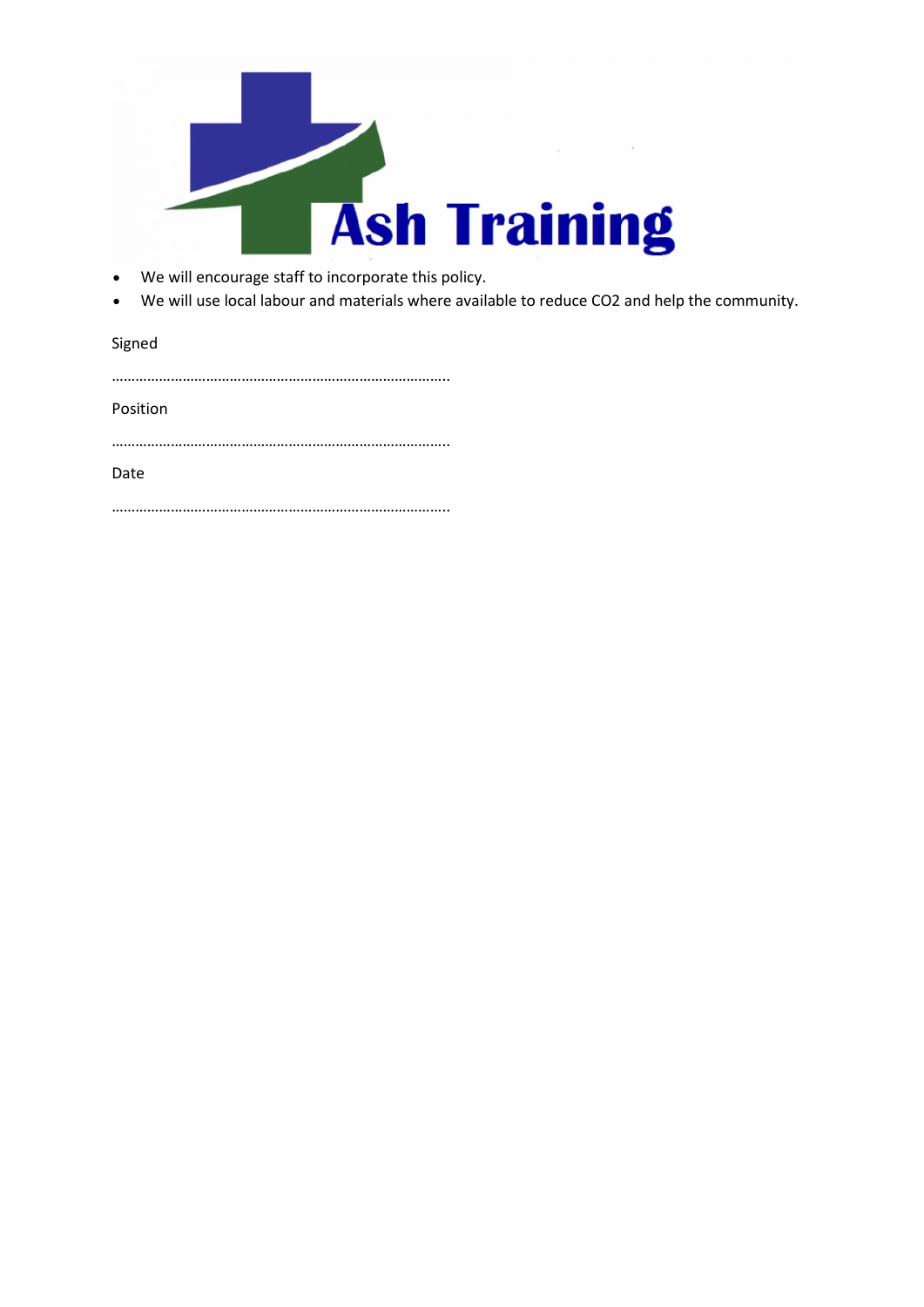- We will encourage staff to incorporate this policy.
- We will use local labour and materials where available to reduce $CO_2$ and help the community.

Signed

…………………………………………………………………………..

Position

…………………………………………………………………………..

Date

…………………………………………………………………………..